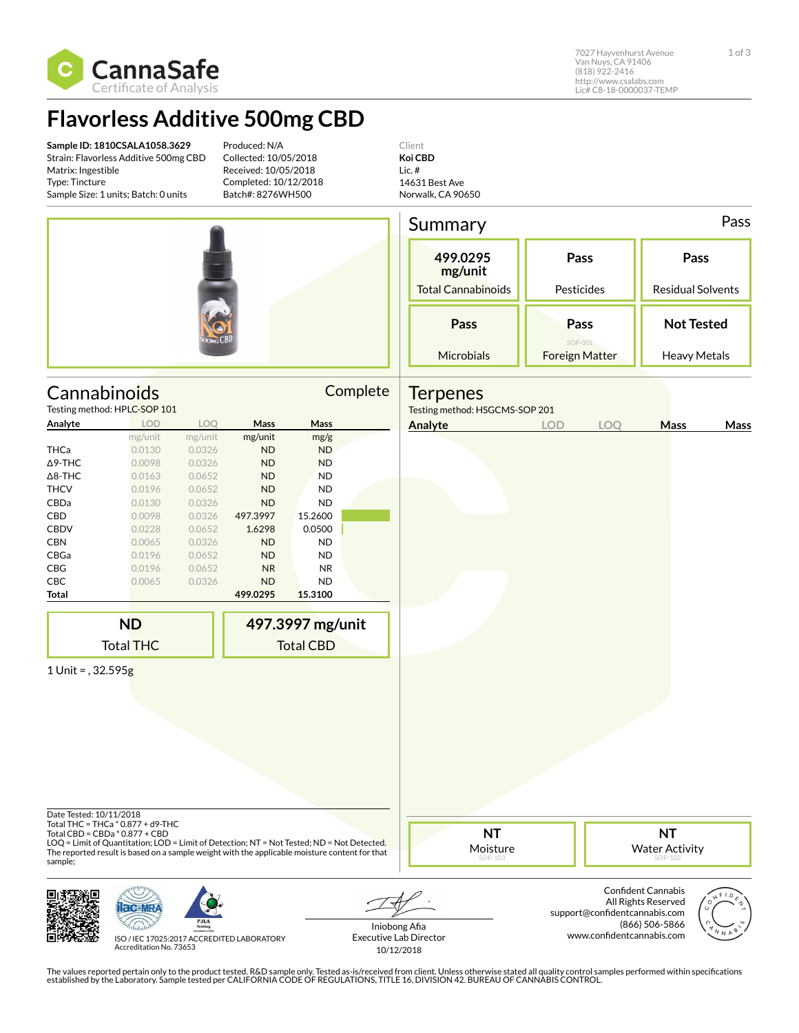# CannaSafe
Certificate of Analysis

7027 Hayvenhurst Avenue
Van Nuys, CA 91406
(818) 922-2416
http://www.csalabs.com
Lic# C8-18-0000037-TEMP

# Flavorless Additive 500mg CBD

**Sample ID: 1810CSALA1058.3629**
Strain: Flavorless Additive 500mg CBD
Matrix: Ingestible
Type: Tincture
Sample Size: 1 units; Batch: 0 units

Produced: N/A
Collected: 10/05/2018
Received: 10/05/2018
Completed: 10/12/2018
Batch#: 8276WH500

Client
**Koi CBD**
Lic. #
14631 Best Ave
Norwalk, CA 90650

## Summary

Pass

| | | |
|---|---|---|
| **499.0295 mg/unit** Total Cannabinoids | **Pass** Pesticides | **Pass** Residual Solvents |
| **Pass** Microbials | **Pass** Foreign Matter (SOP-001) | **Not Tested** Heavy Metals |

## Cannabinoids

Complete

Testing method: HPLC-SOP 101

| Analyte | LOD | LOQ | Mass | Mass |
|---|---|---|---|---|
| | mg/unit | mg/unit | mg/unit | mg/g |
| THCa | 0.0130 | 0.0326 | ND | ND |
| Δ9-THC | 0.0098 | 0.0326 | ND | ND |
| Δ8-THC | 0.0163 | 0.0652 | ND | ND |
| THCV | 0.0196 | 0.0652 | ND | ND |
| CBDa | 0.0130 | 0.0326 | ND | ND |
| CBD | 0.0098 | 0.0326 | 497.3997 | 15.2600 |
| CBDV | 0.0228 | 0.0652 | 1.6298 | 0.0500 |
| CBN | 0.0065 | 0.0326 | ND | ND |
| CBGa | 0.0196 | 0.0652 | ND | ND |
| CBG | 0.0196 | 0.0652 | NR | NR |
| CBC | 0.0065 | 0.0326 | ND | ND |
| **Total** | | | **499.0295** | **15.3100** |

| | |
|---|---|
| **ND** Total THC | **497.3997 mg/unit** Total CBD |

1 Unit = , 32.595g

## Terpenes

Testing method: HSGCMS-SOP 201

| Analyte | LOD | LOQ | Mass | Mass |
|---|---|---|---|---|

| | |
|---|---|
| **NT** Moisture (SOP-103) | **NT** Water Activity (SOP-102) |

Date Tested: 10/11/2018
Total THC = THCa * 0.877 + d9-THC
Total CBD = CBDa * 0.877 + CBD
LOQ = Limit of Quantitation; LOD = Limit of Detection; NT = Not Tested; ND = Not Detected.
The reported result is based on a sample weight with the applicable moisture content for that sample;

ISO / IEC 17025:2017 ACCREDITED LABORATORY
Accreditation No. 73653

Iniobong Afia
Executive Lab Director
10/12/2018

Confident Cannabis
All Rights Reserved
support@confidentcannabis.com
(866) 506-5866
www.confidentcannabis.com

The values reported pertain only to the product tested. R&D sample only. Tested as-is/received from client. Unless otherwise stated all quality control samples performed within specifications established by the Laboratory. Sample tested per CALIFORNIA CODE OF REGULATIONS, TITLE 16, DIVISION 42. BUREAU OF CANNABIS CONTROL.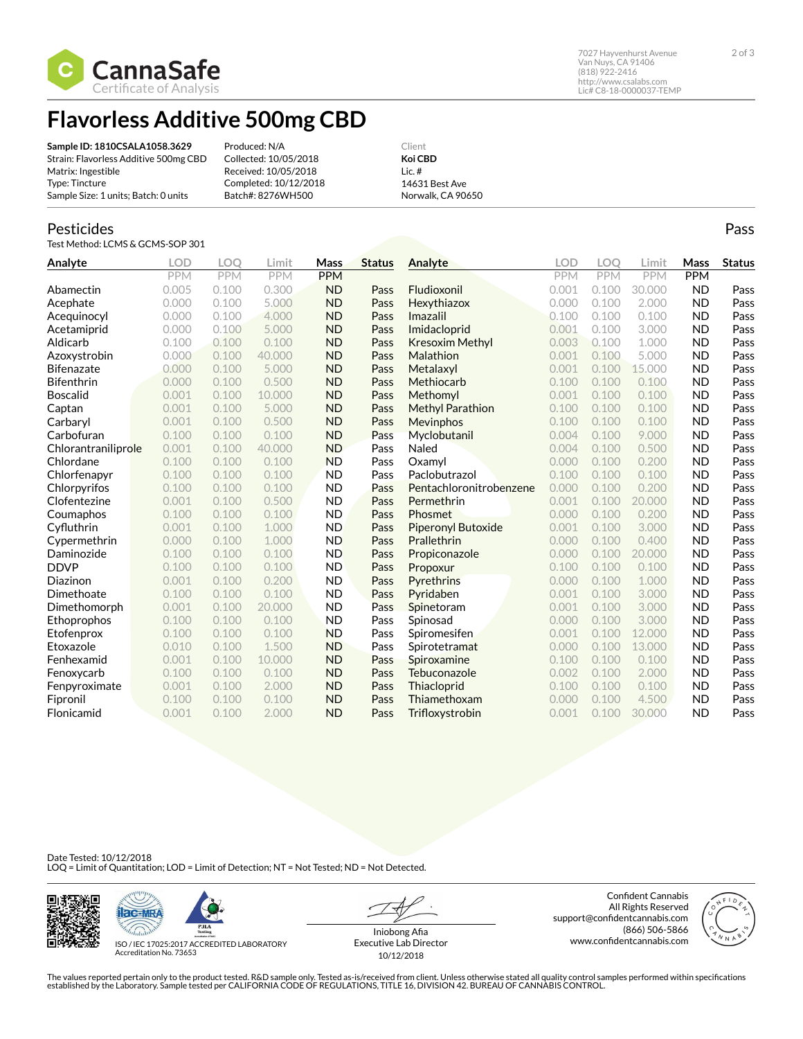CannaSafe
Certificate of Analysis

7027 Hayvenhurst Avenue
Van Nuys, CA 91406
(818) 922-2416
http://www.csalabs.com
Lic# C8-18-0000037-TEMP

# Flavorless Additive 500mg CBD

**Sample ID: 1810CSALA1058.3629**
Strain: Flavorless Additive 500mg CBD
Matrix: Ingestible
Type: Tincture
Sample Size: 1 units; Batch: 0 units

Produced: N/A
Collected: 10/05/2018
Received: 10/05/2018
Completed: 10/12/2018
Batch#: 8276WH500

Client
**Koi CBD**
Lic. #
14631 Best Ave
Norwalk, CA 90650

## Pesticides

Pass

Test Method: LCMS & GCMS-SOP 301

| Analyte | LOD PPM | LOQ PPM | Limit PPM | Mass PPM | Status |
|---|---|---|---|---|---|
| Abamectin | 0.005 | 0.100 | 0.300 | ND | Pass |
| Acephate | 0.000 | 0.100 | 5.000 | ND | Pass |
| Acequinocyl | 0.000 | 0.100 | 4.000 | ND | Pass |
| Acetamiprid | 0.000 | 0.100 | 5.000 | ND | Pass |
| Aldicarb | 0.100 | 0.100 | 0.100 | ND | Pass |
| Azoxystrobin | 0.000 | 0.100 | 40.000 | ND | Pass |
| Bifenazate | 0.000 | 0.100 | 5.000 | ND | Pass |
| Bifenthrin | 0.000 | 0.100 | 0.500 | ND | Pass |
| Boscalid | 0.001 | 0.100 | 10.000 | ND | Pass |
| Captan | 0.001 | 0.100 | 5.000 | ND | Pass |
| Carbaryl | 0.001 | 0.100 | 0.500 | ND | Pass |
| Carbofuran | 0.100 | 0.100 | 0.100 | ND | Pass |
| Chlorantraniliprole | 0.001 | 0.100 | 40.000 | ND | Pass |
| Chlordane | 0.100 | 0.100 | 0.100 | ND | Pass |
| Chlorfenapyr | 0.100 | 0.100 | 0.100 | ND | Pass |
| Chlorpyrifos | 0.100 | 0.100 | 0.100 | ND | Pass |
| Clofentezine | 0.001 | 0.100 | 0.500 | ND | Pass |
| Coumaphos | 0.100 | 0.100 | 0.100 | ND | Pass |
| Cyfluthrin | 0.001 | 0.100 | 1.000 | ND | Pass |
| Cypermethrin | 0.000 | 0.100 | 1.000 | ND | Pass |
| Daminozide | 0.100 | 0.100 | 0.100 | ND | Pass |
| DDVP | 0.100 | 0.100 | 0.100 | ND | Pass |
| Diazinon | 0.001 | 0.100 | 0.200 | ND | Pass |
| Dimethoate | 0.100 | 0.100 | 0.100 | ND | Pass |
| Dimethomorph | 0.001 | 0.100 | 20.000 | ND | Pass |
| Ethoprophos | 0.100 | 0.100 | 0.100 | ND | Pass |
| Etofenprox | 0.100 | 0.100 | 0.100 | ND | Pass |
| Etoxazole | 0.010 | 0.100 | 1.500 | ND | Pass |
| Fenhexamid | 0.001 | 0.100 | 10.000 | ND | Pass |
| Fenoxycarb | 0.100 | 0.100 | 0.100 | ND | Pass |
| Fenpyroximate | 0.001 | 0.100 | 2.000 | ND | Pass |
| Fipronil | 0.100 | 0.100 | 0.100 | ND | Pass |
| Flonicamid | 0.001 | 0.100 | 2.000 | ND | Pass |
| Fludioxonil | 0.001 | 0.100 | 30.000 | ND | Pass |
| Hexythiazox | 0.000 | 0.100 | 2.000 | ND | Pass |
| Imazalil | 0.100 | 0.100 | 0.100 | ND | Pass |
| Imidacloprid | 0.001 | 0.100 | 3.000 | ND | Pass |
| Kresoxim Methyl | 0.003 | 0.100 | 1.000 | ND | Pass |
| Malathion | 0.001 | 0.100 | 5.000 | ND | Pass |
| Metalaxyl | 0.001 | 0.100 | 15.000 | ND | Pass |
| Methiocarb | 0.100 | 0.100 | 0.100 | ND | Pass |
| Methomyl | 0.001 | 0.100 | 0.100 | ND | Pass |
| Methyl Parathion | 0.100 | 0.100 | 0.100 | ND | Pass |
| Mevinphos | 0.100 | 0.100 | 0.100 | ND | Pass |
| Myclobutanil | 0.004 | 0.100 | 9.000 | ND | Pass |
| Naled | 0.004 | 0.100 | 0.500 | ND | Pass |
| Oxamyl | 0.000 | 0.100 | 0.200 | ND | Pass |
| Paclobutrazol | 0.100 | 0.100 | 0.100 | ND | Pass |
| Pentachloronitrobenzene | 0.000 | 0.100 | 0.200 | ND | Pass |
| Permethrin | 0.001 | 0.100 | 20.000 | ND | Pass |
| Phosmet | 0.000 | 0.100 | 0.200 | ND | Pass |
| Piperonyl Butoxide | 0.001 | 0.100 | 3.000 | ND | Pass |
| Prallethrin | 0.000 | 0.100 | 0.400 | ND | Pass |
| Propiconazole | 0.000 | 0.100 | 20.000 | ND | Pass |
| Propoxur | 0.100 | 0.100 | 0.100 | ND | Pass |
| Pyrethrins | 0.000 | 0.100 | 1.000 | ND | Pass |
| Pyridaben | 0.001 | 0.100 | 3.000 | ND | Pass |
| Spinetoram | 0.001 | 0.100 | 3.000 | ND | Pass |
| Spinosad | 0.000 | 0.100 | 3.000 | ND | Pass |
| Spiromesifen | 0.001 | 0.100 | 12.000 | ND | Pass |
| Spirotetramat | 0.000 | 0.100 | 13.000 | ND | Pass |
| Spiroxamine | 0.100 | 0.100 | 0.100 | ND | Pass |
| Tebuconazole | 0.002 | 0.100 | 2.000 | ND | Pass |
| Thiacloprid | 0.100 | 0.100 | 0.100 | ND | Pass |
| Thiamethoxam | 0.000 | 0.100 | 4.500 | ND | Pass |
| Trifloxystrobin | 0.001 | 0.100 | 30.000 | ND | Pass |

Date Tested: 10/12/2018
LOQ = Limit of Quantitation; LOD = Limit of Detection; NT = Not Tested; ND = Not Detected.

ISO / IEC 17025:2017 ACCREDITED LABORATORY
Accreditation No. 73653

Iniobong Afia
Executive Lab Director
10/12/2018

Confident Cannabis
All Rights Reserved
support@confidentcannabis.com
(866) 506-5866
www.confidentcannabis.com

The values reported pertain only to the product tested. R&D sample only. Tested as-is/received from client. Unless otherwise stated all quality control samples performed within specifications established by the Laboratory. Sample tested per CALIFORNIA CODE OF REGULATIONS, TITLE 16, DIVISION 42. BUREAU OF CANNABIS CONTROL.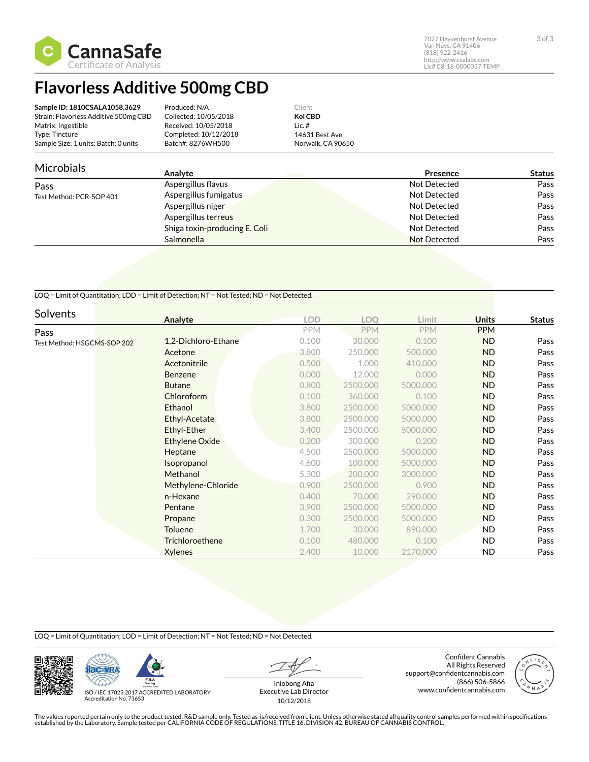CannaSafe
Certificate of Analysis

7027 Hayvenhurst Avenue
Van Nuys, CA 91406
(818) 922-2416
http://www.csalabs.com
Lic# C8-18-0000037-TEMP

# Flavorless Additive 500mg CBD

**Sample ID: 1810CSALA1058.3629**
Strain: Flavorless Additive 500mg CBD
Matrix: Ingestible
Type: Tincture
Sample Size: 1 units; Batch: 0 units

Produced: N/A
Collected: 10/05/2018
Received: 10/05/2018
Completed: 10/12/2018
Batch#: 8276WH500

Client
**Koi CBD**
Lic. #
14631 Best Ave
Norwalk, CA 90650

## Microbials

Pass
Test Method: PCR-SOP 401

| Analyte | Presence | Status |
|---|---|---|
| Aspergillus flavus | Not Detected | Pass |
| Aspergillus fumigatus | Not Detected | Pass |
| Aspergillus niger | Not Detected | Pass |
| Aspergillus terreus | Not Detected | Pass |
| Shiga toxin-producing E. Coli | Not Detected | Pass |
| Salmonella | Not Detected | Pass |

LOQ = Limit of Quantitation; LOD = Limit of Detection; NT = Not Tested; ND = Not Detected.

## Solvents

Pass
Test Method: HSGCMS-SOP 202

| Analyte | LOD | LOQ | Limit | Units | Status |
|---|---|---|---|---|---|
| | PPM | PPM | PPM | PPM | |
| 1,2-Dichloro-Ethane | 0.100 | 30.000 | 0.100 | ND | Pass |
| Acetone | 3.800 | 250.000 | 500.000 | ND | Pass |
| Acetonitrile | 0.500 | 1.000 | 410.000 | ND | Pass |
| Benzene | 0.000 | 12.000 | 0.000 | ND | Pass |
| Butane | 0.800 | 2500.000 | 5000.000 | ND | Pass |
| Chloroform | 0.100 | 360.000 | 0.100 | ND | Pass |
| Ethanol | 3.800 | 2500.000 | 5000.000 | ND | Pass |
| Ethyl-Acetate | 3.800 | 2500.000 | 5000.000 | ND | Pass |
| Ethyl-Ether | 3.400 | 2500.000 | 5000.000 | ND | Pass |
| Ethylene Oxide | 0.200 | 300.000 | 0.200 | ND | Pass |
| Heptane | 4.500 | 2500.000 | 5000.000 | ND | Pass |
| Isopropanol | 4.600 | 100.000 | 5000.000 | ND | Pass |
| Methanol | 5.300 | 200.000 | 3000.000 | ND | Pass |
| Methylene-Chloride | 0.900 | 2500.000 | 0.900 | ND | Pass |
| n-Hexane | 0.400 | 70.000 | 290.000 | ND | Pass |
| Pentane | 3.900 | 2500.000 | 5000.000 | ND | Pass |
| Propane | 0.300 | 2500.000 | 5000.000 | ND | Pass |
| Toluene | 1.700 | 30.000 | 890.000 | ND | Pass |
| Trichloroethene | 0.100 | 480.000 | 0.100 | ND | Pass |
| Xylenes | 2.400 | 10.000 | 2170.000 | ND | Pass |

LOQ = Limit of Quantitation; LOD = Limit of Detection; NT = Not Tested; ND = Not Detected.

ISO / IEC 17025:2017 ACCREDITED LABORATORY
Accreditation No. 73653

Iniobong Afia
Executive Lab Director
10/12/2018

Confident Cannabis
All Rights Reserved
support@confidentcannabis.com
(866) 506-5866
www.confidentcannabis.com

The values reported pertain only to the product tested. R&D sample only. Tested as-is/received from client. Unless otherwise stated all quality control samples performed within specifications established by the Laboratory. Sample tested per CALIFORNIA CODE OF REGULATIONS, TITLE 16, DIVISION 42. BUREAU OF CANNABIS CONTROL.